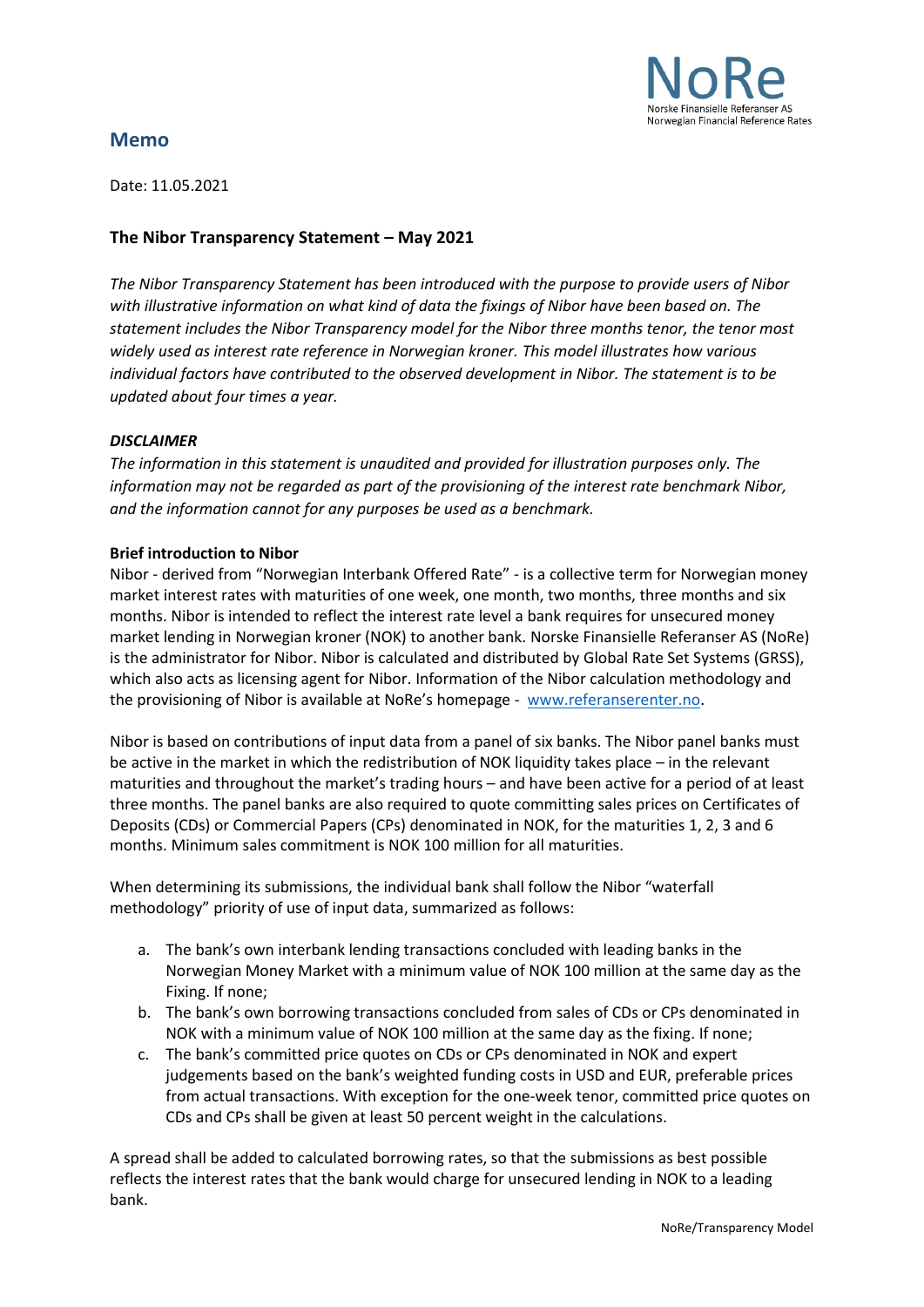NoRe
Norske Finansielle Referanser AS
Norwegian Financial Reference Rates

## Memo

Date: 11.05.2021

### The Nibor Transparency Statement – May 2021

*The Nibor Transparency Statement has been introduced with the purpose to provide users of Nibor with illustrative information on what kind of data the fixings of Nibor have been based on. The statement includes the Nibor Transparency model for the Nibor three months tenor, the tenor most widely used as interest rate reference in Norwegian kroner. This model illustrates how various individual factors have contributed to the observed development in Nibor. The statement is to be updated about four times a year.*

***DISCLAIMER***

*The information in this statement is unaudited and provided for illustration purposes only. The information may not be regarded as part of the provisioning of the interest rate benchmark Nibor, and the information cannot for any purposes be used as a benchmark.*

**Brief introduction to Nibor**

Nibor - derived from "Norwegian Interbank Offered Rate" - is a collective term for Norwegian money market interest rates with maturities of one week, one month, two months, three months and six months. Nibor is intended to reflect the interest rate level a bank requires for unsecured money market lending in Norwegian kroner (NOK) to another bank. Norske Finansielle Referanser AS (NoRe) is the administrator for Nibor. Nibor is calculated and distributed by Global Rate Set Systems (GRSS), which also acts as licensing agent for Nibor. Information of the Nibor calculation methodology and the provisioning of Nibor is available at NoRe's homepage - [www.referanserenter.no](www.referanserenter.no).

Nibor is based on contributions of input data from a panel of six banks. The Nibor panel banks must be active in the market in which the redistribution of NOK liquidity takes place – in the relevant maturities and throughout the market's trading hours – and have been active for a period of at least three months. The panel banks are also required to quote committing sales prices on Certificates of Deposits (CDs) or Commercial Papers (CPs) denominated in NOK, for the maturities 1, 2, 3 and 6 months. Minimum sales commitment is NOK 100 million for all maturities.

When determining its submissions, the individual bank shall follow the Nibor "waterfall methodology" priority of use of input data, summarized as follows:

a. The bank's own interbank lending transactions concluded with leading banks in the Norwegian Money Market with a minimum value of NOK 100 million at the same day as the Fixing. If none;
b. The bank's own borrowing transactions concluded from sales of CDs or CPs denominated in NOK with a minimum value of NOK 100 million at the same day as the fixing. If none;
c. The bank's committed price quotes on CDs or CPs denominated in NOK and expert judgements based on the bank's weighted funding costs in USD and EUR, preferable prices from actual transactions. With exception for the one-week tenor, committed price quotes on CDs and CPs shall be given at least 50 percent weight in the calculations.

A spread shall be added to calculated borrowing rates, so that the submissions as best possible reflects the interest rates that the bank would charge for unsecured lending in NOK to a leading bank.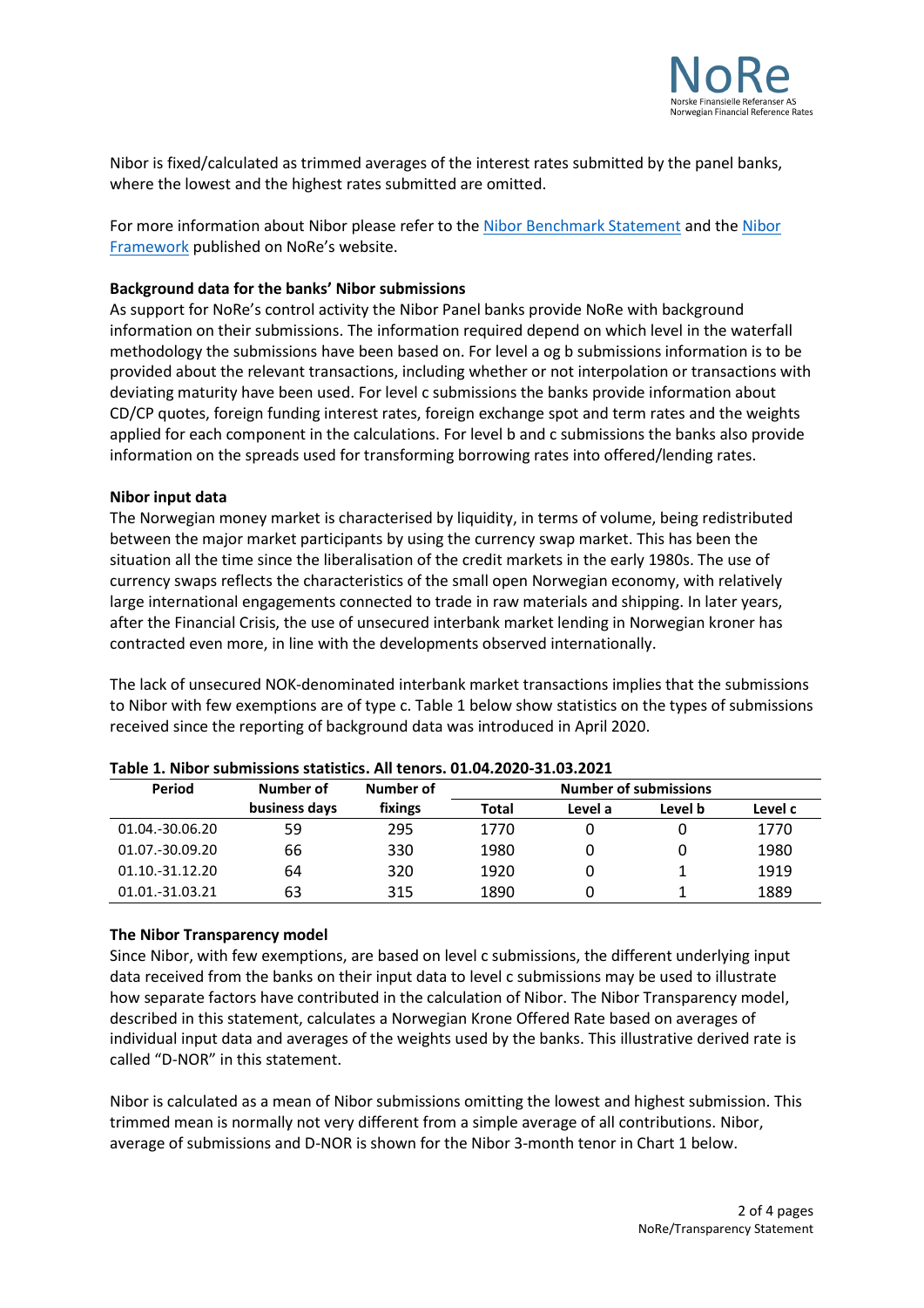Nibor is fixed/calculated as trimmed averages of the interest rates submitted by the panel banks, where the lowest and the highest rates submitted are omitted.

For more information about Nibor please refer to the Nibor Benchmark Statement and the Nibor Framework published on NoRe's website.

**Background data for the banks' Nibor submissions**

As support for NoRe's control activity the Nibor Panel banks provide NoRe with background information on their submissions. The information required depend on which level in the waterfall methodology the submissions have been based on. For level a og b submissions information is to be provided about the relevant transactions, including whether or not interpolation or transactions with deviating maturity have been used. For level c submissions the banks provide information about CD/CP quotes, foreign funding interest rates, foreign exchange spot and term rates and the weights applied for each component in the calculations. For level b and c submissions the banks also provide information on the spreads used for transforming borrowing rates into offered/lending rates.

**Nibor input data**

The Norwegian money market is characterised by liquidity, in terms of volume, being redistributed between the major market participants by using the currency swap market. This has been the situation all the time since the liberalisation of the credit markets in the early 1980s. The use of currency swaps reflects the characteristics of the small open Norwegian economy, with relatively large international engagements connected to trade in raw materials and shipping. In later years, after the Financial Crisis, the use of unsecured interbank market lending in Norwegian kroner has contracted even more, in line with the developments observed internationally.

The lack of unsecured NOK-denominated interbank market transactions implies that the submissions to Nibor with few exemptions are of type c. Table 1 below show statistics on the types of submissions received since the reporting of background data was introduced in April 2020.

**Table 1. Nibor submissions statistics. All tenors. 01.04.2020-31.03.2021**

| Period | Number of business days | Number of fixings | Number of submissions | | | |
|---|---|---|---|---|---|---|
| | | | Total | Level a | Level b | Level c |
| 01.04.-30.06.20 | 59 | 295 | 1770 | 0 | 0 | 1770 |
| 01.07.-30.09.20 | 66 | 330 | 1980 | 0 | 0 | 1980 |
| 01.10.-31.12.20 | 64 | 320 | 1920 | 0 | 1 | 1919 |
| 01.01.-31.03.21 | 63 | 315 | 1890 | 0 | 1 | 1889 |

**The Nibor Transparency model**

Since Nibor, with few exemptions, are based on level c submissions, the different underlying input data received from the banks on their input data to level c submissions may be used to illustrate how separate factors have contributed in the calculation of Nibor. The Nibor Transparency model, described in this statement, calculates a Norwegian Krone Offered Rate based on averages of individual input data and averages of the weights used by the banks. This illustrative derived rate is called "D-NOR" in this statement.

Nibor is calculated as a mean of Nibor submissions omitting the lowest and highest submission. This trimmed mean is normally not very different from a simple average of all contributions. Nibor, average of submissions and D-NOR is shown for the Nibor 3-month tenor in Chart 1 below.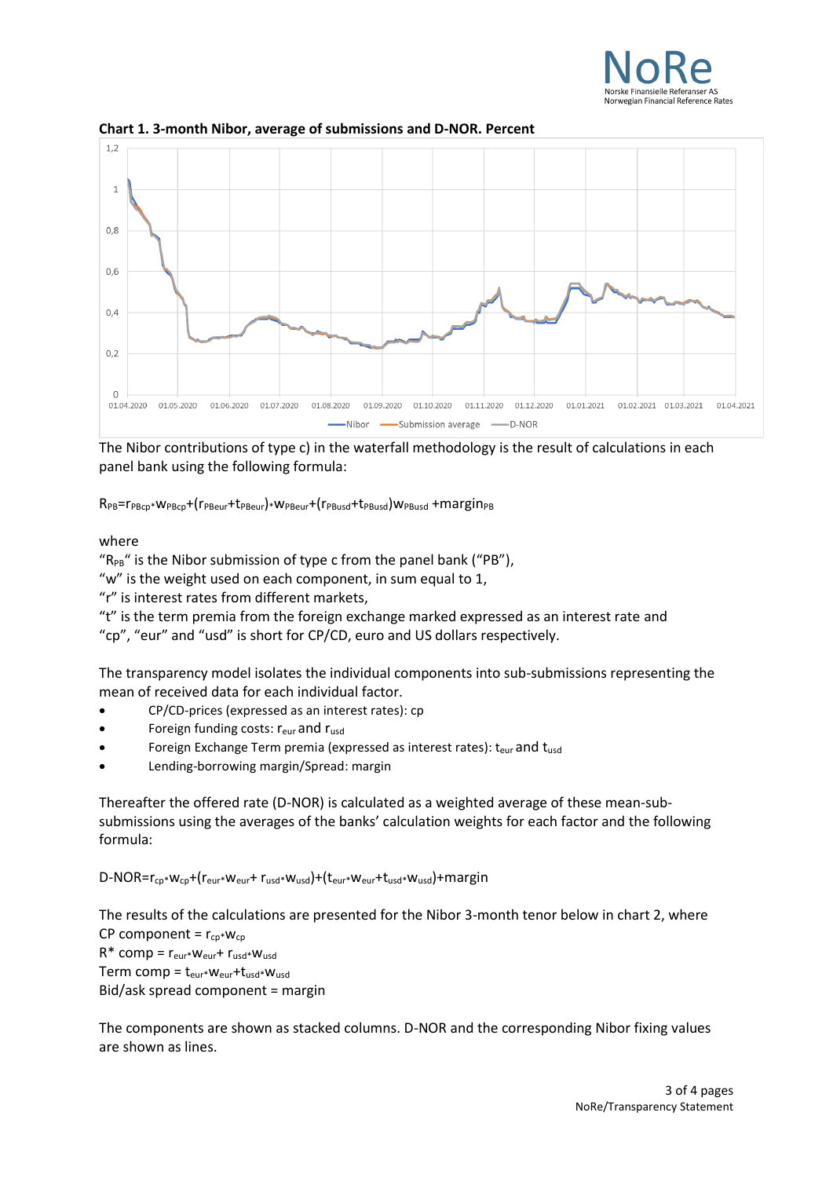**Chart 1. 3-month Nibor, average of submissions and D-NOR. Percent**

The Nibor contributions of type c) in the waterfall methodology is the result of calculations in each panel bank using the following formula:

$R_{PB}=r_{PBcp}*w_{PBcp}+(r_{PBeur}+t_{PBeur})*w_{PBeur}+(r_{PBusd}+t_{PBusd})w_{PBusd}+margin_{PB}$

where

"$R_{PB}$" is the Nibor submission of type c from the panel bank ("PB"),
"w" is the weight used on each component, in sum equal to 1,
"r" is interest rates from different markets,
"t" is the term premia from the foreign exchange marked expressed as an interest rate and
"cp", "eur" and "usd" is short for CP/CD, euro and US dollars respectively.

The transparency model isolates the individual components into sub-submissions representing the mean of received data for each individual factor.

- CP/CD-prices (expressed as an interest rates): cp
- Foreign funding costs: $r_{eur}$ and $r_{usd}$
- Foreign Exchange Term premia (expressed as interest rates): $t_{eur}$ and $t_{usd}$
- Lending-borrowing margin/Spread: margin

Thereafter the offered rate (D-NOR) is calculated as a weighted average of these mean-sub-submissions using the averages of the banks' calculation weights for each factor and the following formula:

$D\text{-}NOR=r_{cp}*w_{cp}+(r_{eur}*w_{eur}+r_{usd}*w_{usd})+(t_{eur}*w_{eur}+t_{usd}*w_{usd})+margin$

The results of the calculations are presented for the Nibor 3-month tenor below in chart 2, where
CP component = $r_{cp}*w_{cp}$
R* comp = $r_{eur}*w_{eur}+r_{usd}*w_{usd}$
Term comp = $t_{eur}*w_{eur}+t_{usd}*w_{usd}$
Bid/ask spread component = margin

The components are shown as stacked columns. D-NOR and the corresponding Nibor fixing values are shown as lines.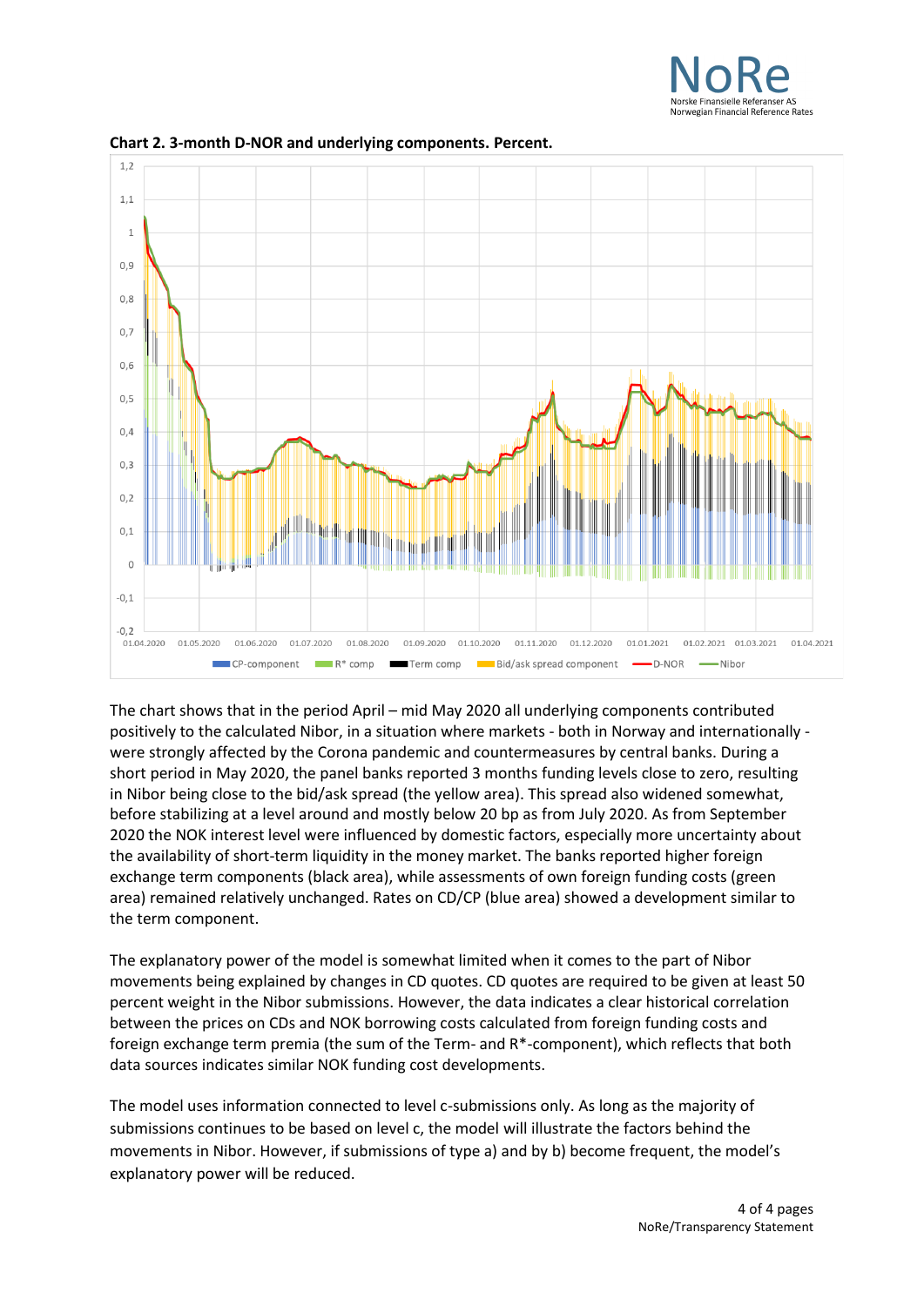**Chart 2. 3-month D-NOR and underlying components. Percent.**

1,2
1,1
1
0,9
0,8
0,7
0,6
0,5
0,4
0,3
0,2
0,1
0
-0,1
-0,2

01.04.2020 01.05.2020 01.06.2020 01.07.2020 01.08.2020 01.09.2020 01.10.2020 01.11.2020 01.12.2020 01.01.2021 01.02.2021 01.03.2021 01.04.2021

CP-component R* comp Term comp Bid/ask spread component D-NOR Nibor

The chart shows that in the period April – mid May 2020 all underlying components contributed positively to the calculated Nibor, in a situation where markets - both in Norway and internationally - were strongly affected by the Corona pandemic and countermeasures by central banks. During a short period in May 2020, the panel banks reported 3 months funding levels close to zero, resulting in Nibor being close to the bid/ask spread (the yellow area). This spread also widened somewhat, before stabilizing at a level around and mostly below 20 bp as from July 2020. As from September 2020 the NOK interest level were influenced by domestic factors, especially more uncertainty about the availability of short-term liquidity in the money market. The banks reported higher foreign exchange term components (black area), while assessments of own foreign funding costs (green area) remained relatively unchanged. Rates on CD/CP (blue area) showed a development similar to the term component.

The explanatory power of the model is somewhat limited when it comes to the part of Nibor movements being explained by changes in CD quotes. CD quotes are required to be given at least 50 percent weight in the Nibor submissions. However, the data indicates a clear historical correlation between the prices on CDs and NOK borrowing costs calculated from foreign funding costs and foreign exchange term premia (the sum of the Term- and R*-component), which reflects that both data sources indicates similar NOK funding cost developments.

The model uses information connected to level c-submissions only. As long as the majority of submissions continues to be based on level c, the model will illustrate the factors behind the movements in Nibor. However, if submissions of type a) and by b) become frequent, the model's explanatory power will be reduced.